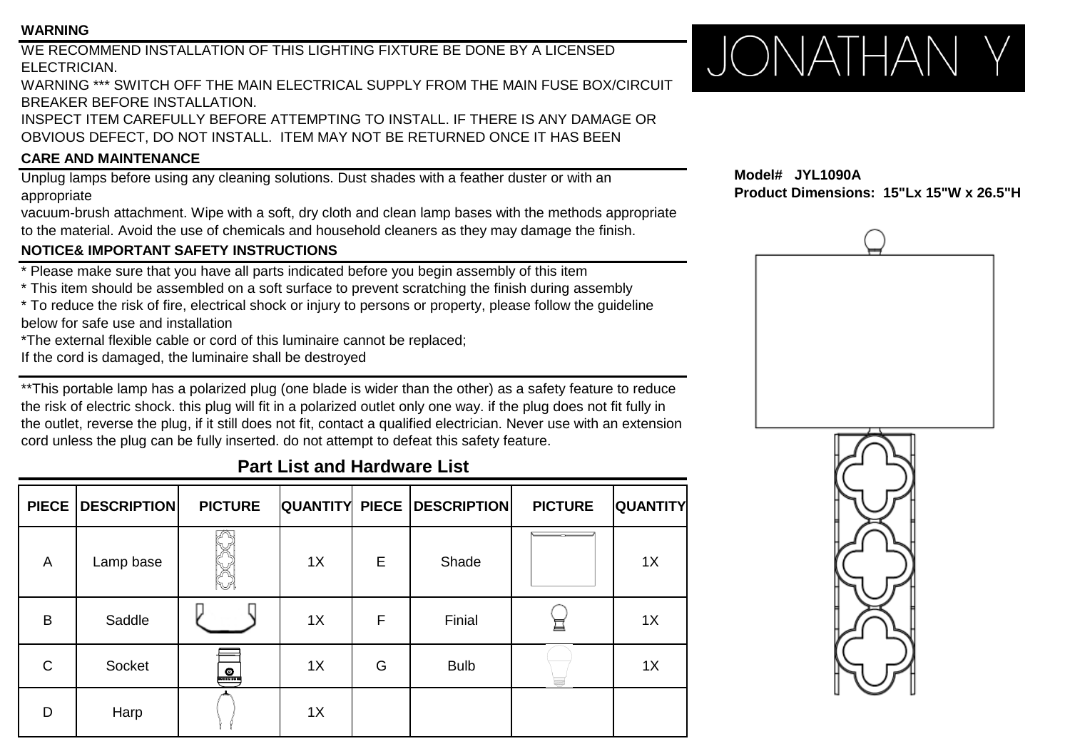**WARNING**

WE RECOMMEND INSTALLATION OF THIS LIGHTING FIXTURE BE DONE BY A LICENSED ELECTRICIAN.
WARNING *** SWITCH OFF THE MAIN ELECTRICAL SUPPLY FROM THE MAIN FUSE BOX/CIRCUIT BREAKER BEFORE INSTALLATION.
INSPECT ITEM CAREFULLY BEFORE ATTEMPTING TO INSTALL. IF THERE IS ANY DAMAGE OR OBVIOUS DEFECT, DO NOT INSTALL. ITEM MAY NOT BE RETURNED ONCE IT HAS BEEN

**CARE AND MAINTENANCE**

Unplug lamps before using any cleaning solutions. Dust shades with a feather duster or with an appropriate
vacuum-brush attachment. Wipe with a soft, dry cloth and clean lamp bases with the methods appropriate to the material. Avoid the use of chemicals and household cleaners as they may damage the finish.

**NOTICE& IMPORTANT SAFETY INSTRUCTIONS**

* Please make sure that you have all parts indicated before you begin assembly of this item
* This item should be assembled on a soft surface to prevent scratching the finish during assembly
* To reduce the risk of fire, electrical shock or injury to persons or property, please follow the guideline below for safe use and installation
*The external flexible cable or cord of this luminaire cannot be replaced;
If the cord is damaged, the luminaire shall be destroyed

**This portable lamp has a polarized plug (one blade is wider than the other) as a safety feature to reduce the risk of electric shock. this plug will fit in a polarized outlet only one way. if the plug does not fit fully in the outlet, reverse the plug, if it still does not fit, contact a qualified electrician. Never use with an extension cord unless the plug can be fully inserted. do not attempt to defeat this safety feature.

JONATHAN Y

**Model# JYL1090A**
**Product Dimensions: 15"Lx 15"W x 26.5"H**

## Part List and Hardware List

| PIECE | DESCRIPTION | PICTURE | QUANTITY | PIECE | DESCRIPTION | PICTURE | QUANTITY |
|---|---|---|---|---|---|---|---|
| A | Lamp base | | 1X | E | Shade | | 1X |
| B | Saddle | | 1X | F | Finial | | 1X |
| C | Socket | | 1X | G | Bulb | | 1X |
| D | Harp | | 1X | | | | |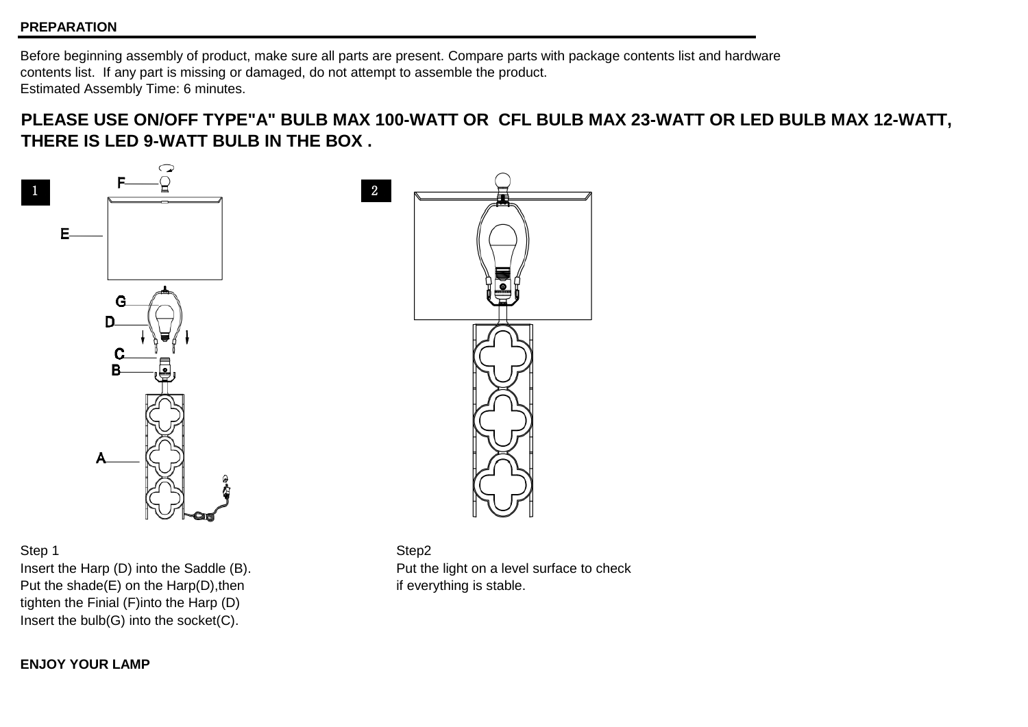**PREPARATION**

Before beginning assembly of product, make sure all parts are present. Compare parts with package contents list and hardware contents list. If any part is missing or damaged, do not attempt to assemble the product.
Estimated Assembly Time: 6 minutes.

**PLEASE USE ON/OFF TYPE"A" BULB MAX 100-WATT OR CFL BULB MAX 23-WATT OR LED BULB MAX 12-WATT, THERE IS LED 9-WATT BULB IN THE BOX .**

1

F
E
G
D
C
B
A

2

Step 1
Insert the Harp (D) into the Saddle (B).
Put the shade(E) on the Harp(D),then
tighten the Finial (F)into the Harp (D)
Insert the bulb(G) into the socket(C).

Step2
Put the light on a level surface to check
if everything is stable.

**ENJOY YOUR LAMP**